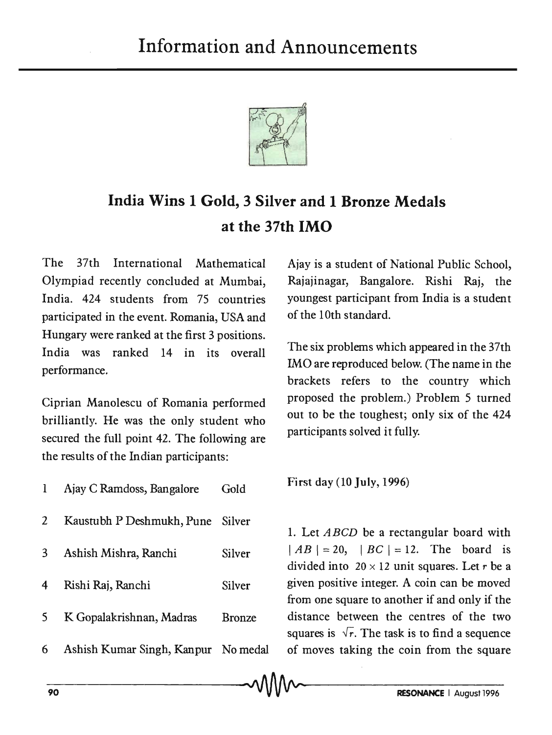# Information and Announcements

## India Wins 1 Gold, 3 Silver and 1 Bronze Medals at the 37th IMO

The 37th International Mathematical Olympiad recently concluded at Mumbai, India. 424 students from 75 countries participated in the event. Romania, USA and Hungary were ranked at the first 3 positions. India was ranked 14 in its overall performance.

Ciprian Manolescu of Romania performed brilliantly. He was the only student who secured the full point 42. The following are the results of the Indian participants:

| | | |
|---|---|---|
| 1 | Ajay C Ramdoss, Bangalore | Gold |
| 2 | Kaustubh P Deshmukh, Pune | Silver |
| 3 | Ashish Mishra, Ranchi | Silver |
| 4 | Rishi Raj, Ranchi | Silver |
| 5 | K Gopalakrishnan, Madras | Bronze |
| 6 | Ashish Kumar Singh, Kanpur | No medal |

Ajay is a student of National Public School, Rajajinagar, Bangalore. Rishi Raj, the youngest participant from India is a student of the 10th standard.

The six problems which appeared in the 37th IMO are reproduced below. (The name in the brackets refers to the country which proposed the problem.) Problem 5 turned out to be the toughest; only six of the 424 participants solved it fully.

First day (10 July, 1996)

1. Let $ABCD$ be a rectangular board with $|AB| = 20$, $|BC| = 12$. The board is divided into $20 \times 12$ unit squares. Let $r$ be a given positive integer. A coin can be moved from one square to another if and only if the distance between the centres of the two squares is $\sqrt{r}$. The task is to find a sequence of moves taking the coin from the square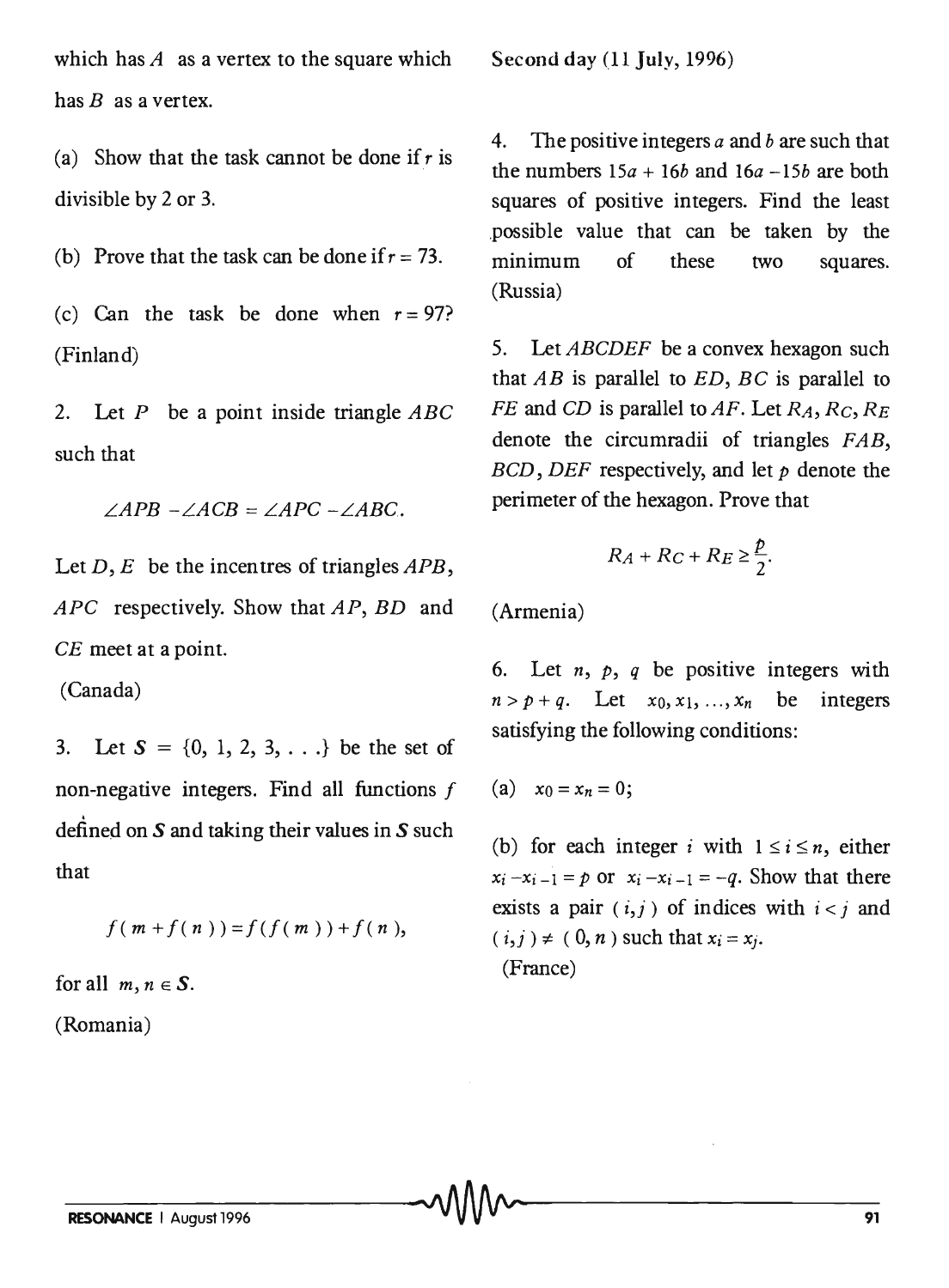which has $A$ as a vertex to the square which has $B$ as a vertex.

(a) Show that the task cannot be done if $r$ is divisible by 2 or 3.

(b) Prove that the task can be done if $r = 73$.

(c) Can the task be done when $r = 97$? (Finland)

2. Let $P$ be a point inside triangle $ABC$ such that

$$\angle APB - \angle ACB = \angle APC - \angle ABC.$$

Let $D, E$ be the incentres of triangles $APB$, $APC$ respectively. Show that $AP$, $BD$ and $CE$ meet at a point.

(Canada)

3. Let $S = \{0, 1, 2, 3, \ldots\}$ be the set of non-negative integers. Find all functions $f$ defined on $S$ and taking their values in $S$ such that

$$f(m + f(n)) = f(f(m)) + f(n),$$

for all $m, n \in S$.

(Romania)

Second day (11 July, 1996)

4. The positive integers $a$ and $b$ are such that the numbers $15a + 16b$ and $16a - 15b$ are both squares of positive integers. Find the least possible value that can be taken by the minimum of these two squares. (Russia)

5. Let $ABCDEF$ be a convex hexagon such that $AB$ is parallel to $ED$, $BC$ is parallel to $FE$ and $CD$ is parallel to $AF$. Let $R_A, R_C, R_E$ denote the circumradii of triangles $FAB$, $BCD$, $DEF$ respectively, and let $p$ denote the perimeter of the hexagon. Prove that

$$R_A + R_C + R_E \geq \frac{p}{2}.$$

(Armenia)

6. Let $n, p, q$ be positive integers with $n > p + q$. Let $x_0, x_1, \ldots, x_n$ be integers satisfying the following conditions:

(a) $x_0 = x_n = 0$;

(b) for each integer $i$ with $1 \leq i \leq n$, either $x_i - x_{i-1} = p$ or $x_i - x_{i-1} = -q$. Show that there exists a pair $(i, j)$ of indices with $i < j$ and $(i, j) \neq (0, n)$ such that $x_i = x_j$.

(France)